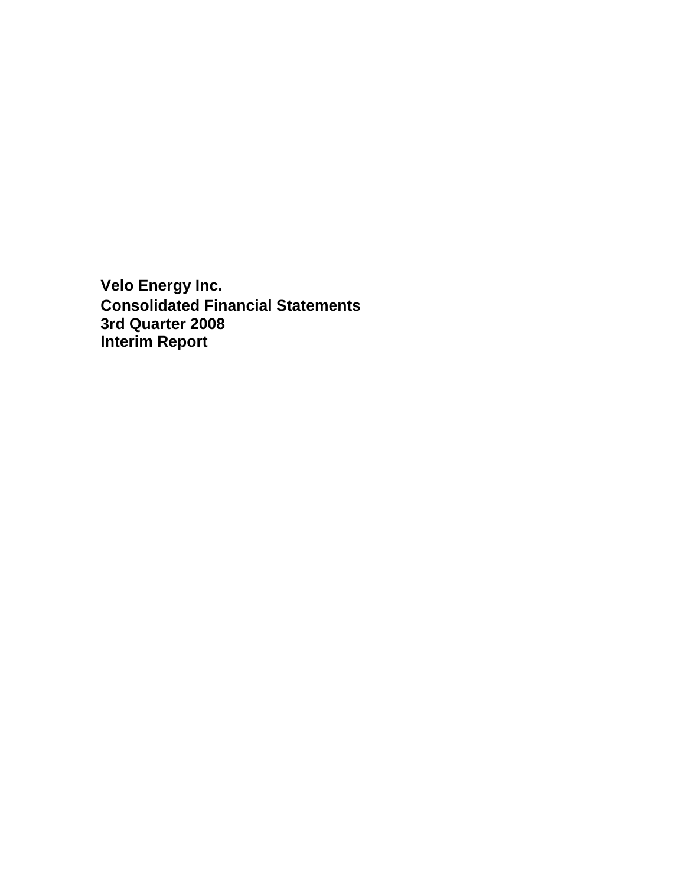# Velo Energy Inc.

## Consolidated Financial Statements
## 3rd Quarter 2008
## Interim Report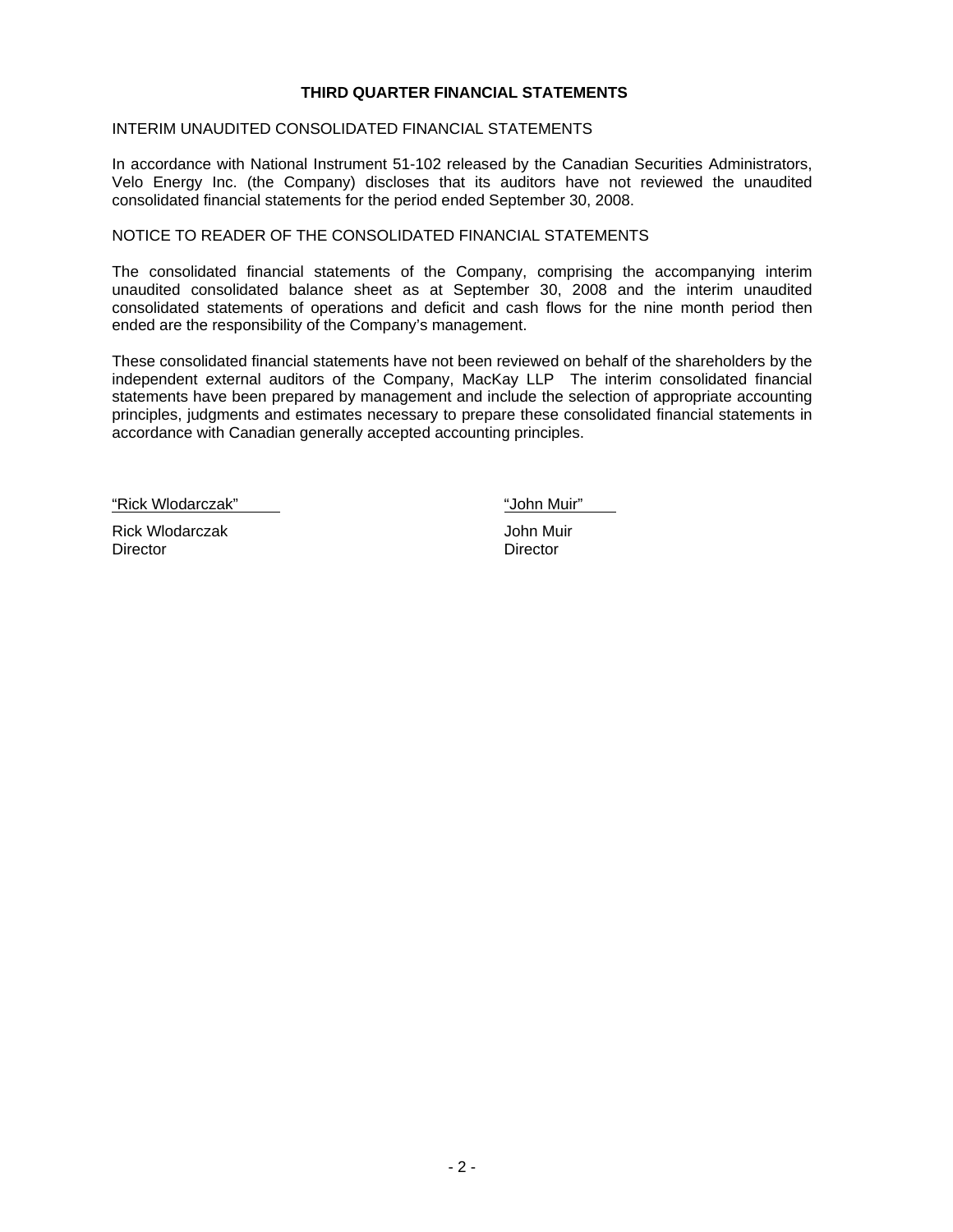# THIRD QUARTER FINANCIAL STATEMENTS

## INTERIM UNAUDITED CONSOLIDATED FINANCIAL STATEMENTS

In accordance with National Instrument 51-102 released by the Canadian Securities Administrators, Velo Energy Inc. (the Company) discloses that its auditors have not reviewed the unaudited consolidated financial statements for the period ended September 30, 2008.

## NOTICE TO READER OF THE CONSOLIDATED FINANCIAL STATEMENTS

The consolidated financial statements of the Company, comprising the accompanying interim unaudited consolidated balance sheet as at September 30, 2008 and the interim unaudited consolidated statements of operations and deficit and cash flows for the nine month period then ended are the responsibility of the Company's management.

These consolidated financial statements have not been reviewed on behalf of the shareholders by the independent external auditors of the Company, MacKay LLP The interim consolidated financial statements have been prepared by management and include the selection of appropriate accounting principles, judgments and estimates necessary to prepare these consolidated financial statements in accordance with Canadian generally accepted accounting principles.

| "Rick Wlodarczak" | "John Muir" |
|---|---|
| Rick Wlodarczak<br>Director | John Muir<br>Director |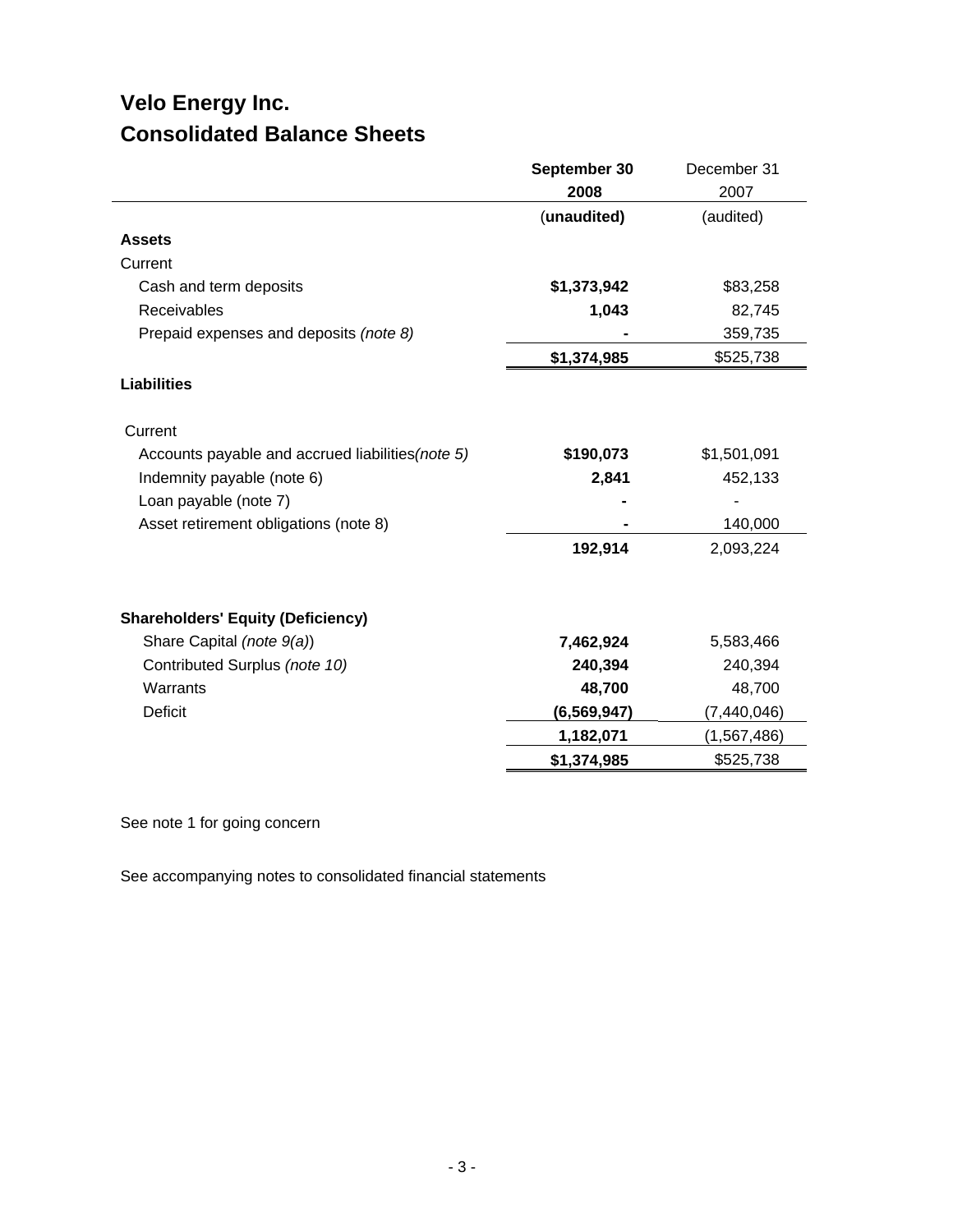# Velo Energy Inc.
## Consolidated Balance Sheets

| | **September 30 2008** | December 31 2007 |
|---|---|---|
| | (**unaudited)** | (audited) |
| **Assets** | | |
| Current | | |
| Cash and term deposits | **$1,373,942** | $83,258 |
| Receivables | **1,043** | 82,745 |
| Prepaid expenses and deposits *(note 8)* | **-** | 359,735 |
| | **$1,374,985** | $525,738 |
| **Liabilities** | | |
| Current | | |
| Accounts payable and accrued liabilities*(note 5)* | **$190,073** | $1,501,091 |
| Indemnity payable (note 6) | **2,841** | 452,133 |
| Loan payable (note 7) | **-** | - |
| Asset retirement obligations (note 8) | **-** | 140,000 |
| | **192,914** | 2,093,224 |
| **Shareholders' Equity (Deficiency)** | | |
| Share Capital *(note 9(a))* | **7,462,924** | 5,583,466 |
| Contributed Surplus *(note 10)* | **240,394** | 240,394 |
| Warrants | **48,700** | 48,700 |
| Deficit | **(6,569,947)** | (7,440,046) |
| | **1,182,071** | (1,567,486) |
| | **$1,374,985** | $525,738 |

See note 1 for going concern

See accompanying notes to consolidated financial statements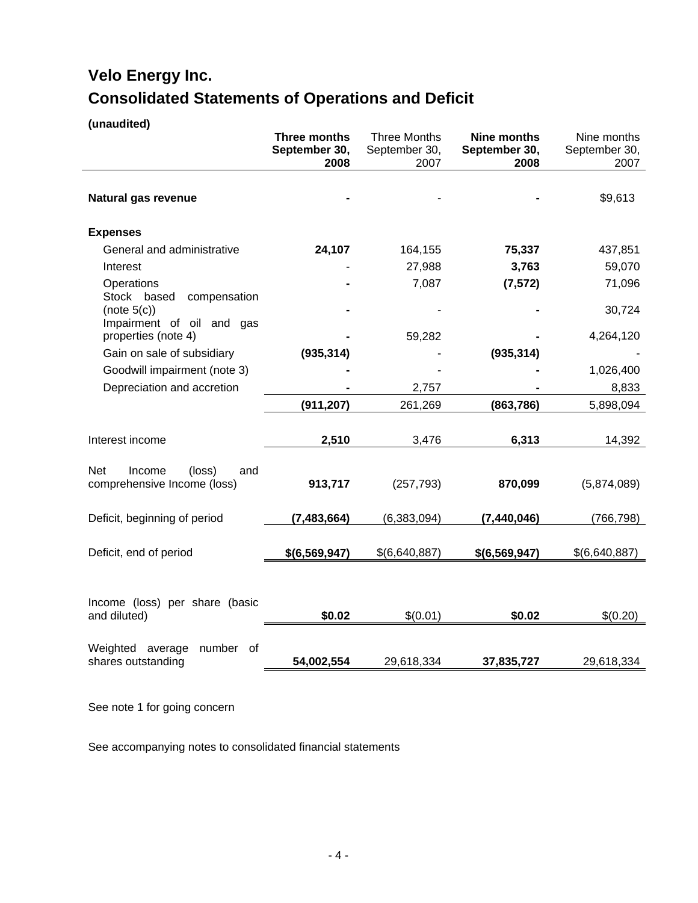# Velo Energy Inc.

# Consolidated Statements of Operations and Deficit

**(unaudited)**

| | **Three months September 30, 2008** | Three Months September 30, 2007 | **Nine months September 30, 2008** | Nine months September 30, 2007 |
|---|---|---|---|---|
| **Natural gas revenue** | **-** | - | **-** | $9,613 |
| **Expenses** | | | | |
| General and administrative | **24,107** | 164,155 | **75,337** | 437,851 |
| Interest | - | 27,988 | **3,763** | 59,070 |
| Operations | **-** | 7,087 | **(7,572)** | 71,096 |
| Stock based compensation (note 5(c)) | **-** | - | **-** | 30,724 |
| Impairment of oil and gas properties (note 4) | **-** | 59,282 | **-** | 4,264,120 |
| Gain on sale of subsidiary | **(935,314)** | - | **(935,314)** | - |
| Goodwill impairment (note 3) | **-** | - | **-** | 1,026,400 |
| Depreciation and accretion | **-** | 2,757 | **-** | 8,833 |
| | **(911,207)** | 261,269 | **(863,786)** | 5,898,094 |
| Interest income | **2,510** | 3,476 | **6,313** | 14,392 |
| Net Income (loss) and comprehensive Income (loss) | **913,717** | (257,793) | **870,099** | (5,874,089) |
| Deficit, beginning of period | **(7,483,664)** | (6,383,094) | **(7,440,046)** | (766,798) |
| Deficit, end of period | **$(6,569,947)** | $(6,640,887) | **$(6,569,947)** | $(6,640,887) |
| Income (loss) per share (basic and diluted) | **$0.02** | $(0.01) | **$0.02** | $(0.20) |
| Weighted average number of shares outstanding | **54,002,554** | 29,618,334 | **37,835,727** | 29,618,334 |

See note 1 for going concern

See accompanying notes to consolidated financial statements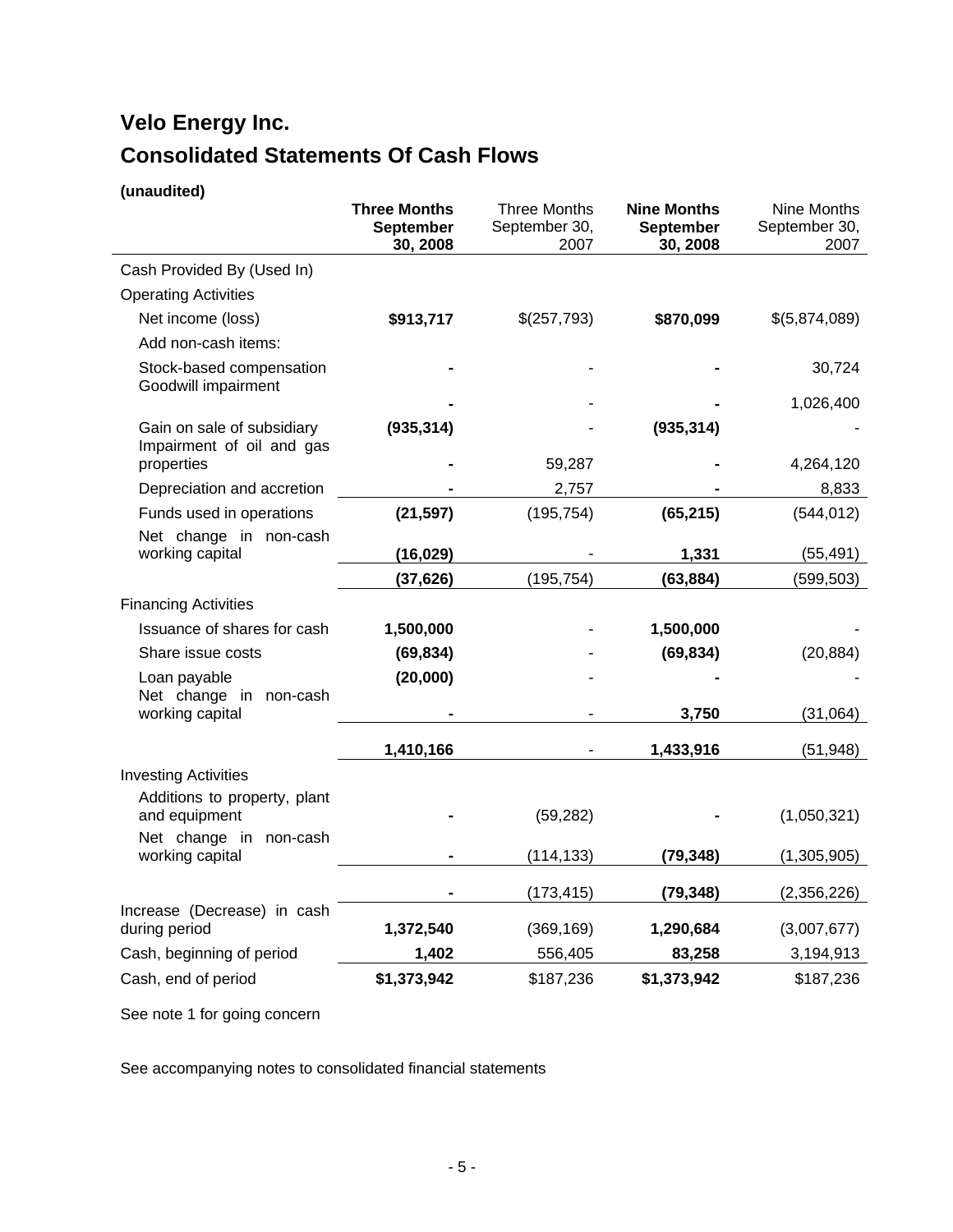# Velo Energy Inc.

# Consolidated Statements Of Cash Flows

**(unaudited)**

| | **Three Months September 30, 2008** | Three Months September 30, 2007 | **Nine Months September 30, 2008** | Nine Months September 30, 2007 |
|---|---|---|---|---|
| Cash Provided By (Used In) | | | | |
| Operating Activities | | | | |
| Net income (loss) | **$913,717** | $(257,793) | **$870,099** | $(5,874,089) |
| Add non-cash items: | | | | |
| Stock-based compensation | **-** | - | **-** | 30,724 |
| Goodwill impairment | **-** | - | **-** | 1,026,400 |
| Gain on sale of subsidiary | **(935,314)** | - | **(935,314)** | - |
| Impairment of oil and gas properties | **-** | 59,287 | **-** | 4,264,120 |
| Depreciation and accretion | **-** | 2,757 | **-** | 8,833 |
| Funds used in operations | **(21,597)** | (195,754) | **(65,215)** | (544,012) |
| Net change in non-cash working capital | **(16,029)** | - | **1,331** | (55,491) |
| | **(37,626)** | (195,754) | **(63,884)** | (599,503) |
| Financing Activities | | | | |
| Issuance of shares for cash | **1,500,000** | - | **1,500,000** | - |
| Share issue costs | **(69,834)** | - | **(69,834)** | (20,884) |
| Loan payable | **(20,000)** | - | **-** | - |
| Net change in non-cash working capital | **-** | - | **3,750** | (31,064) |
| | **1,410,166** | - | **1,433,916** | (51,948) |
| Investing Activities | | | | |
| Additions to property, plant and equipment | **-** | (59,282) | **-** | (1,050,321) |
| Net change in non-cash working capital | **-** | (114,133) | **(79,348)** | (1,305,905) |
| | **-** | (173,415) | **(79,348)** | (2,356,226) |
| Increase (Decrease) in cash during period | **1,372,540** | (369,169) | **1,290,684** | (3,007,677) |
| Cash, beginning of period | **1,402** | 556,405 | **83,258** | 3,194,913 |
| Cash, end of period | **$1,373,942** | $187,236 | **$1,373,942** | $187,236 |

See note 1 for going concern

See accompanying notes to consolidated financial statements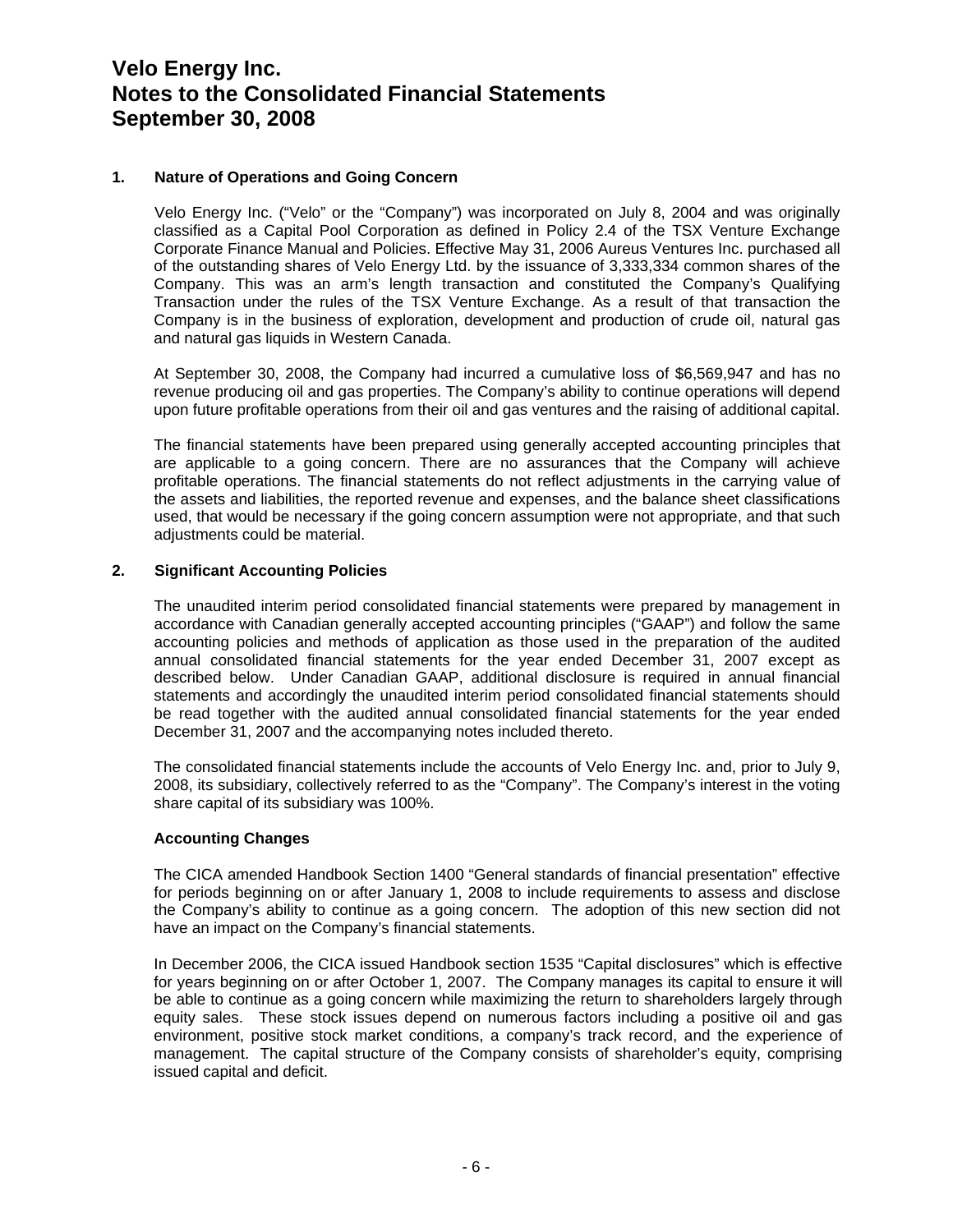# Velo Energy Inc.
# Notes to the Consolidated Financial Statements
# September 30, 2008

## 1. Nature of Operations and Going Concern

Velo Energy Inc. ("Velo" or the "Company") was incorporated on July 8, 2004 and was originally classified as a Capital Pool Corporation as defined in Policy 2.4 of the TSX Venture Exchange Corporate Finance Manual and Policies. Effective May 31, 2006 Aureus Ventures Inc. purchased all of the outstanding shares of Velo Energy Ltd. by the issuance of 3,333,334 common shares of the Company. This was an arm's length transaction and constituted the Company's Qualifying Transaction under the rules of the TSX Venture Exchange. As a result of that transaction the Company is in the business of exploration, development and production of crude oil, natural gas and natural gas liquids in Western Canada.

At September 30, 2008, the Company had incurred a cumulative loss of $6,569,947 and has no revenue producing oil and gas properties. The Company's ability to continue operations will depend upon future profitable operations from their oil and gas ventures and the raising of additional capital.

The financial statements have been prepared using generally accepted accounting principles that are applicable to a going concern. There are no assurances that the Company will achieve profitable operations. The financial statements do not reflect adjustments in the carrying value of the assets and liabilities, the reported revenue and expenses, and the balance sheet classifications used, that would be necessary if the going concern assumption were not appropriate, and that such adjustments could be material.

## 2. Significant Accounting Policies

The unaudited interim period consolidated financial statements were prepared by management in accordance with Canadian generally accepted accounting principles ("GAAP") and follow the same accounting policies and methods of application as those used in the preparation of the audited annual consolidated financial statements for the year ended December 31, 2007 except as described below. Under Canadian GAAP, additional disclosure is required in annual financial statements and accordingly the unaudited interim period consolidated financial statements should be read together with the audited annual consolidated financial statements for the year ended December 31, 2007 and the accompanying notes included thereto.

The consolidated financial statements include the accounts of Velo Energy Inc. and, prior to July 9, 2008, its subsidiary, collectively referred to as the "Company". The Company's interest in the voting share capital of its subsidiary was 100%.

### Accounting Changes

The CICA amended Handbook Section 1400 "General standards of financial presentation" effective for periods beginning on or after January 1, 2008 to include requirements to assess and disclose the Company's ability to continue as a going concern. The adoption of this new section did not have an impact on the Company's financial statements.

In December 2006, the CICA issued Handbook section 1535 "Capital disclosures" which is effective for years beginning on or after October 1, 2007. The Company manages its capital to ensure it will be able to continue as a going concern while maximizing the return to shareholders largely through equity sales. These stock issues depend on numerous factors including a positive oil and gas environment, positive stock market conditions, a company's track record, and the experience of management. The capital structure of the Company consists of shareholder's equity, comprising issued capital and deficit.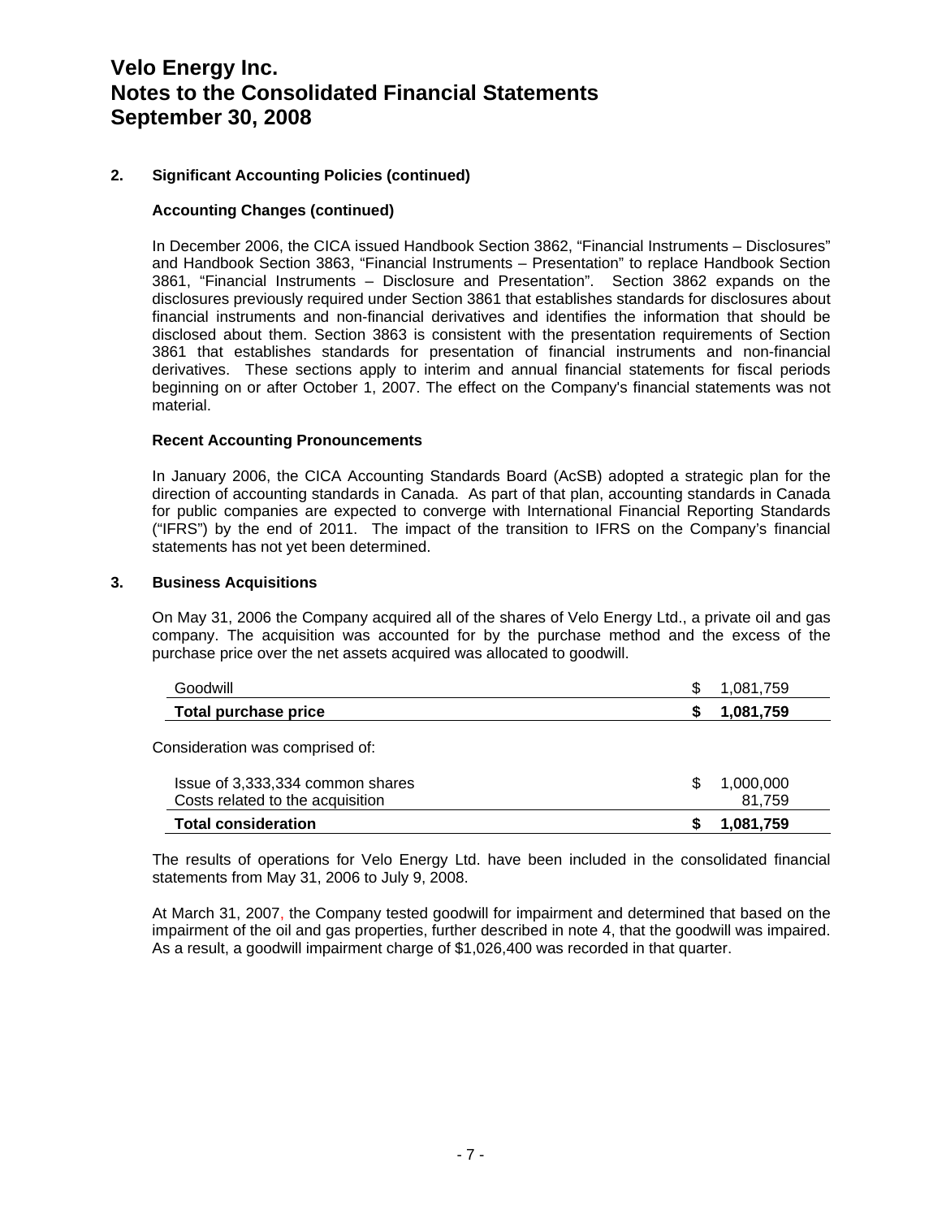# Velo Energy Inc.
# Notes to the Consolidated Financial Statements
# September 30, 2008

## 2. Significant Accounting Policies (continued)

### Accounting Changes (continued)

In December 2006, the CICA issued Handbook Section 3862, "Financial Instruments – Disclosures" and Handbook Section 3863, "Financial Instruments – Presentation" to replace Handbook Section 3861, "Financial Instruments – Disclosure and Presentation". Section 3862 expands on the disclosures previously required under Section 3861 that establishes standards for disclosures about financial instruments and non-financial derivatives and identifies the information that should be disclosed about them. Section 3863 is consistent with the presentation requirements of Section 3861 that establishes standards for presentation of financial instruments and non-financial derivatives. These sections apply to interim and annual financial statements for fiscal periods beginning on or after October 1, 2007. The effect on the Company's financial statements was not material.

### Recent Accounting Pronouncements

In January 2006, the CICA Accounting Standards Board (AcSB) adopted a strategic plan for the direction of accounting standards in Canada. As part of that plan, accounting standards in Canada for public companies are expected to converge with International Financial Reporting Standards ("IFRS") by the end of 2011. The impact of the transition to IFRS on the Company's financial statements has not yet been determined.

## 3. Business Acquisitions

On May 31, 2006 the Company acquired all of the shares of Velo Energy Ltd., a private oil and gas company. The acquisition was accounted for by the purchase method and the excess of the purchase price over the net assets acquired was allocated to goodwill.

| | | |
|---|---|---|
| Goodwill | $ | 1,081,759 |
| **Total purchase price** | **$** | **1,081,759** |

Consideration was comprised of:

| | | |
|---|---|---|
| Issue of 3,333,334 common shares | $ | 1,000,000 |
| Costs related to the acquisition | | 81,759 |
| **Total consideration** | **$** | **1,081,759** |

The results of operations for Velo Energy Ltd. have been included in the consolidated financial statements from May 31, 2006 to July 9, 2008.

At March 31, 2007, the Company tested goodwill for impairment and determined that based on the impairment of the oil and gas properties, further described in note 4, that the goodwill was impaired. As a result, a goodwill impairment charge of $1,026,400 was recorded in that quarter.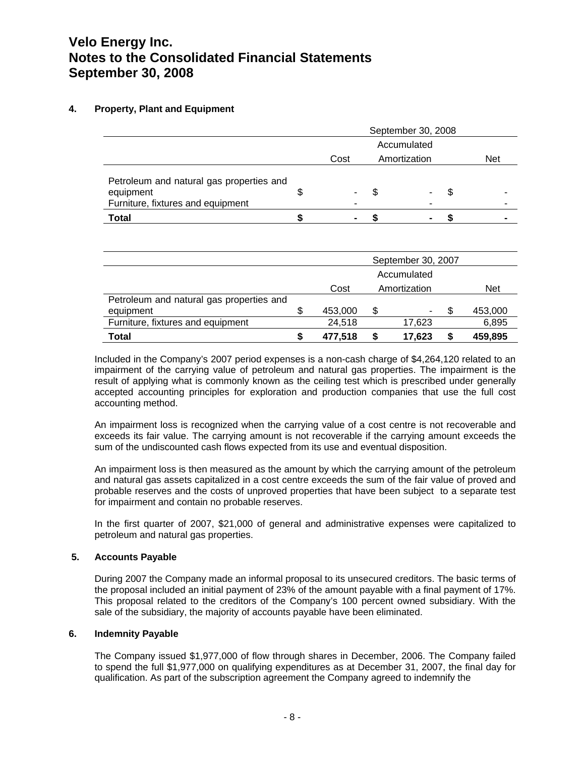# Velo Energy Inc.
# Notes to the Consolidated Financial Statements
# September 30, 2008

## 4. Property, Plant and Equipment

| | September 30, 2008 | | |
|---|---|---|---|
| | Cost | Accumulated Amortization | Net |
| Petroleum and natural gas properties and equipment | $ - | $ - | $ - |
| Furniture, fixtures and equipment | - | - | - |
| **Total** | **$ -** | **$ -** | **$ -** |

| | September 30, 2007 | | |
|---|---|---|---|
| | Cost | Accumulated Amortization | Net |
| Petroleum and natural gas properties and equipment | $ 453,000 | $ - | $ 453,000 |
| Furniture, fixtures and equipment | 24,518 | 17,623 | 6,895 |
| **Total** | **$ 477,518** | **$ 17,623** | **$ 459,895** |

Included in the Company's 2007 period expenses is a non-cash charge of $4,264,120 related to an impairment of the carrying value of petroleum and natural gas properties. The impairment is the result of applying what is commonly known as the ceiling test which is prescribed under generally accepted accounting principles for exploration and production companies that use the full cost accounting method.

An impairment loss is recognized when the carrying value of a cost centre is not recoverable and exceeds its fair value. The carrying amount is not recoverable if the carrying amount exceeds the sum of the undiscounted cash flows expected from its use and eventual disposition.

An impairment loss is then measured as the amount by which the carrying amount of the petroleum and natural gas assets capitalized in a cost centre exceeds the sum of the fair value of proved and probable reserves and the costs of unproved properties that have been subject to a separate test for impairment and contain no probable reserves.

In the first quarter of 2007, $21,000 of general and administrative expenses were capitalized to petroleum and natural gas properties.

## 5. Accounts Payable

During 2007 the Company made an informal proposal to its unsecured creditors. The basic terms of the proposal included an initial payment of 23% of the amount payable with a final payment of 17%. This proposal related to the creditors of the Company's 100 percent owned subsidiary. With the sale of the subsidiary, the majority of accounts payable have been eliminated.

## 6. Indemnity Payable

The Company issued $1,977,000 of flow through shares in December, 2006. The Company failed to spend the full $1,977,000 on qualifying expenditures as at December 31, 2007, the final day for qualification. As part of the subscription agreement the Company agreed to indemnify the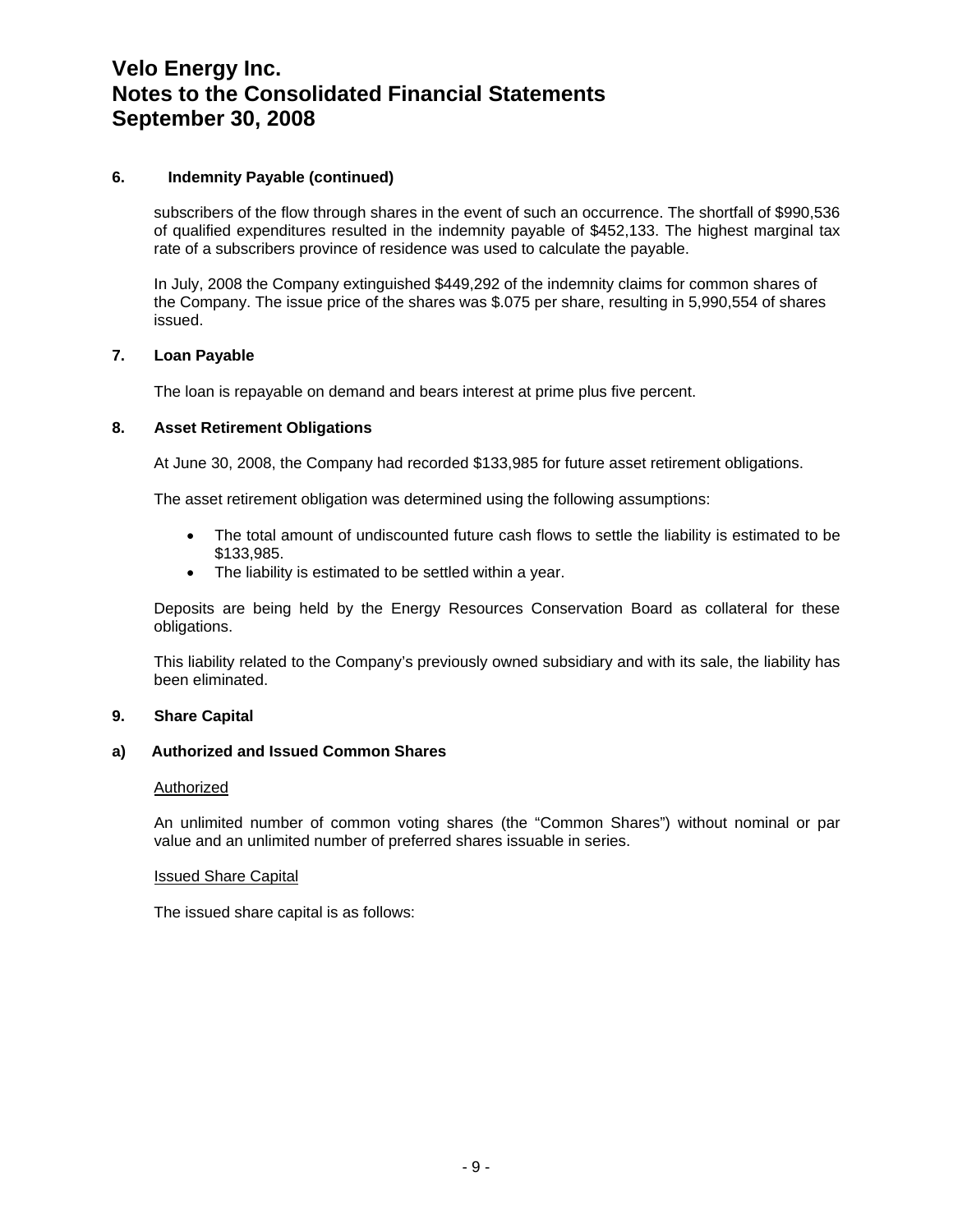# Velo Energy Inc.
# Notes to the Consolidated Financial Statements
# September 30, 2008

## 6. Indemnity Payable (continued)

subscribers of the flow through shares in the event of such an occurrence. The shortfall of $990,536 of qualified expenditures resulted in the indemnity payable of $452,133. The highest marginal tax rate of a subscribers province of residence was used to calculate the payable.

In July, 2008 the Company extinguished $449,292 of the indemnity claims for common shares of the Company. The issue price of the shares was $.075 per share, resulting in 5,990,554 of shares issued.

## 7. Loan Payable

The loan is repayable on demand and bears interest at prime plus five percent.

## 8. Asset Retirement Obligations

At June 30, 2008, the Company had recorded $133,985 for future asset retirement obligations.

The asset retirement obligation was determined using the following assumptions:

- The total amount of undiscounted future cash flows to settle the liability is estimated to be $133,985.
- The liability is estimated to be settled within a year.

Deposits are being held by the Energy Resources Conservation Board as collateral for these obligations.

This liability related to the Company's previously owned subsidiary and with its sale, the liability has been eliminated.

## 9. Share Capital

### a) Authorized and Issued Common Shares

Authorized

An unlimited number of common voting shares (the "Common Shares") without nominal or par value and an unlimited number of preferred shares issuable in series.

Issued Share Capital

The issued share capital is as follows: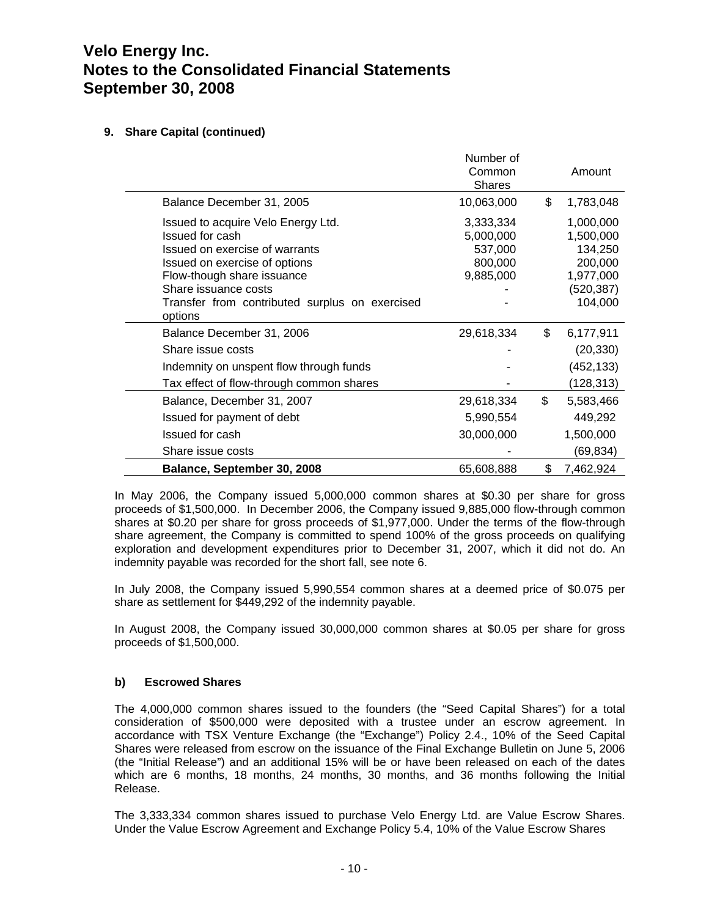# Velo Energy Inc.
# Notes to the Consolidated Financial Statements
# September 30, 2008

## 9. Share Capital (continued)

| | Number of Common Shares | Amount |
|---|---|---|
| Balance December 31, 2005 | 10,063,000 | $ 1,783,048 |
| Issued to acquire Velo Energy Ltd. | 3,333,334 | 1,000,000 |
| Issued for cash | 5,000,000 | 1,500,000 |
| Issued on exercise of warrants | 537,000 | 134,250 |
| Issued on exercise of options | 800,000 | 200,000 |
| Flow-though share issuance | 9,885,000 | 1,977,000 |
| Share issuance costs | - | (520,387) |
| Transfer from contributed surplus on exercised options | - | 104,000 |
| Balance December 31, 2006 | 29,618,334 | $ 6,177,911 |
| Share issue costs | - | (20,330) |
| Indemnity on unspent flow through funds | - | (452,133) |
| Tax effect of flow-through common shares | - | (128,313) |
| Balance, December 31, 2007 | 29,618,334 | $ 5,583,466 |
| Issued for payment of debt | 5,990,554 | 449,292 |
| Issued for cash | 30,000,000 | 1,500,000 |
| Share issue costs | - | (69,834) |
| **Balance, September 30, 2008** | 65,608,888 | $ 7,462,924 |

In May 2006, the Company issued 5,000,000 common shares at $0.30 per share for gross proceeds of $1,500,000. In December 2006, the Company issued 9,885,000 flow-through common shares at $0.20 per share for gross proceeds of $1,977,000. Under the terms of the flow-through share agreement, the Company is committed to spend 100% of the gross proceeds on qualifying exploration and development expenditures prior to December 31, 2007, which it did not do. An indemnity payable was recorded for the short fall, see note 6.

In July 2008, the Company issued 5,990,554 common shares at a deemed price of $0.075 per share as settlement for $449,292 of the indemnity payable.

In August 2008, the Company issued 30,000,000 common shares at $0.05 per share for gross proceeds of $1,500,000.

### b) Escrowed Shares

The 4,000,000 common shares issued to the founders (the "Seed Capital Shares") for a total consideration of $500,000 were deposited with a trustee under an escrow agreement. In accordance with TSX Venture Exchange (the "Exchange") Policy 2.4., 10% of the Seed Capital Shares were released from escrow on the issuance of the Final Exchange Bulletin on June 5, 2006 (the "Initial Release") and an additional 15% will be or have been released on each of the dates which are 6 months, 18 months, 24 months, 30 months, and 36 months following the Initial Release.

The 3,333,334 common shares issued to purchase Velo Energy Ltd. are Value Escrow Shares. Under the Value Escrow Agreement and Exchange Policy 5.4, 10% of the Value Escrow Shares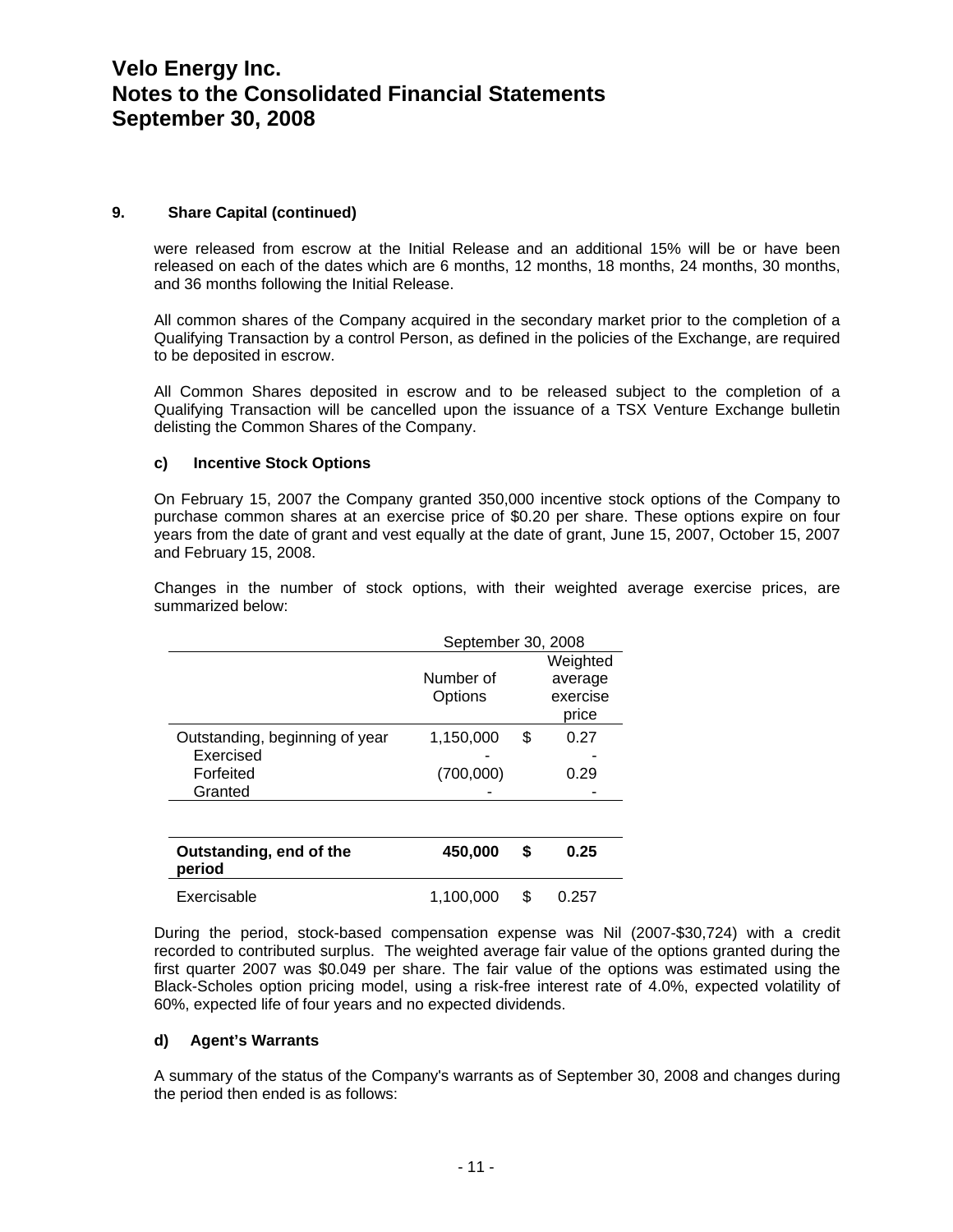# Velo Energy Inc.
# Notes to the Consolidated Financial Statements
# September 30, 2008

**9. Share Capital (continued)**

were released from escrow at the Initial Release and an additional 15% will be or have been released on each of the dates which are 6 months, 12 months, 18 months, 24 months, 30 months, and 36 months following the Initial Release.

All common shares of the Company acquired in the secondary market prior to the completion of a Qualifying Transaction by a control Person, as defined in the policies of the Exchange, are required to be deposited in escrow.

All Common Shares deposited in escrow and to be released subject to the completion of a Qualifying Transaction will be cancelled upon the issuance of a TSX Venture Exchange bulletin delisting the Common Shares of the Company.

**c) Incentive Stock Options**

On February 15, 2007 the Company granted 350,000 incentive stock options of the Company to purchase common shares at an exercise price of $0.20 per share. These options expire on four years from the date of grant and vest equally at the date of grant, June 15, 2007, October 15, 2007 and February 15, 2008.

Changes in the number of stock options, with their weighted average exercise prices, are summarized below:

| | September 30, 2008 | | |
|---|---|---|---|
| | Number of Options | | Weighted average exercise price |
| Outstanding, beginning of year | 1,150,000 | $ | 0.27 |
| Exercised | - | | - |
| Forfeited | (700,000) | | 0.29 |
| Granted | - | | - |
| **Outstanding, end of the period** | **450,000** | **$** | **0.25** |
| Exercisable | 1,100,000 | $ | 0.257 |

During the period, stock-based compensation expense was Nil (2007-$30,724) with a credit recorded to contributed surplus. The weighted average fair value of the options granted during the first quarter 2007 was $0.049 per share. The fair value of the options was estimated using the Black-Scholes option pricing model, using a risk-free interest rate of 4.0%, expected volatility of 60%, expected life of four years and no expected dividends.

**d) Agent's Warrants**

A summary of the status of the Company's warrants as of September 30, 2008 and changes during the period then ended is as follows: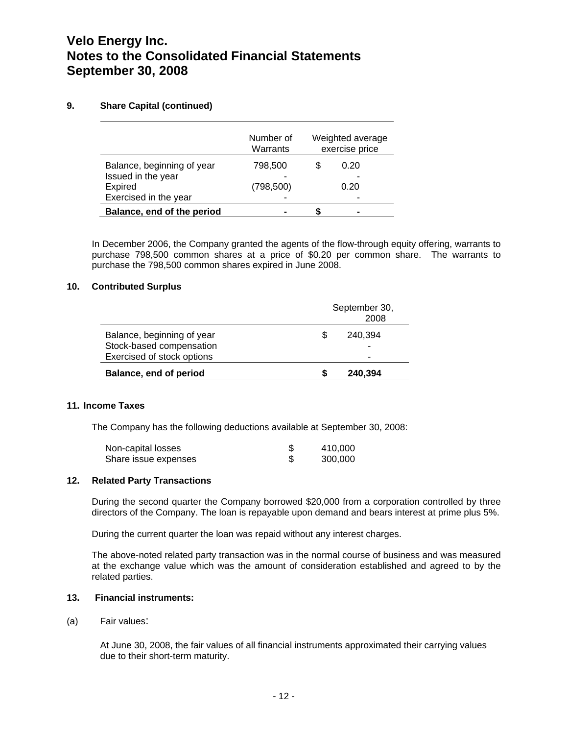# Velo Energy Inc.
# Notes to the Consolidated Financial Statements
# September 30, 2008

### 9. Share Capital (continued)

| | Number of Warrants | Weighted average exercise price |
|---|---|---|
| Balance, beginning of year | 798,500 | $ 0.20 |
| Issued in the year | - | - |
| Expired | (798,500) | 0.20 |
| Exercised in the year | - | - |
| **Balance, end of the period** | **-** | **$ -** |

In December 2006, the Company granted the agents of the flow-through equity offering, warrants to purchase 798,500 common shares at a price of $0.20 per common share. The warrants to purchase the 798,500 common shares expired in June 2008.

### 10. Contributed Surplus

| | September 30, 2008 |
|---|---|
| Balance, beginning of year | $ 240,394 |
| Stock-based compensation | - |
| Exercised of stock options | - |
| **Balance, end of period** | **$ 240,394** |

### 11. Income Taxes

The Company has the following deductions available at September 30, 2008:

| | |
|---|---|
| Non-capital losses | $ 410,000 |
| Share issue expenses | $ 300,000 |

### 12. Related Party Transactions

During the second quarter the Company borrowed $20,000 from a corporation controlled by three directors of the Company. The loan is repayable upon demand and bears interest at prime plus 5%.

During the current quarter the loan was repaid without any interest charges.

The above-noted related party transaction was in the normal course of business and was measured at the exchange value which was the amount of consideration established and agreed to by the related parties.

### 13. Financial instruments:

(a) Fair values:

At June 30, 2008, the fair values of all financial instruments approximated their carrying values due to their short-term maturity.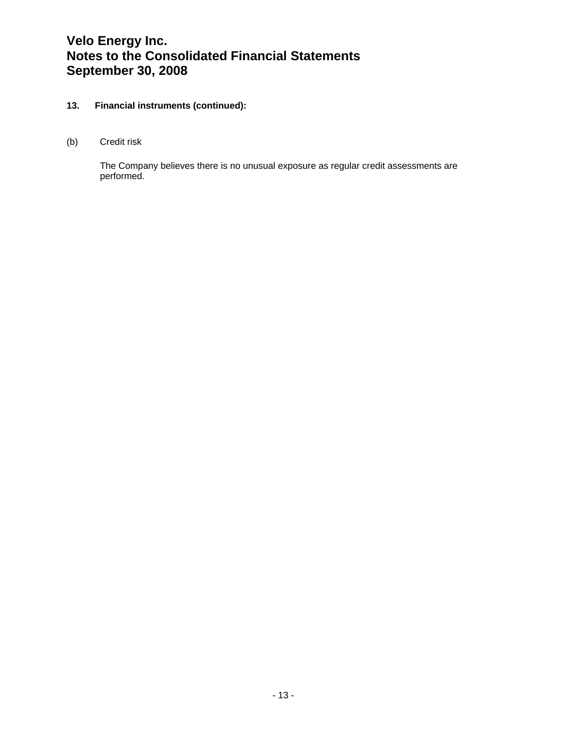# Velo Energy Inc.
# Notes to the Consolidated Financial Statements
# September 30, 2008

**13. Financial instruments (continued):**

(b) Credit risk

The Company believes there is no unusual exposure as regular credit assessments are performed.